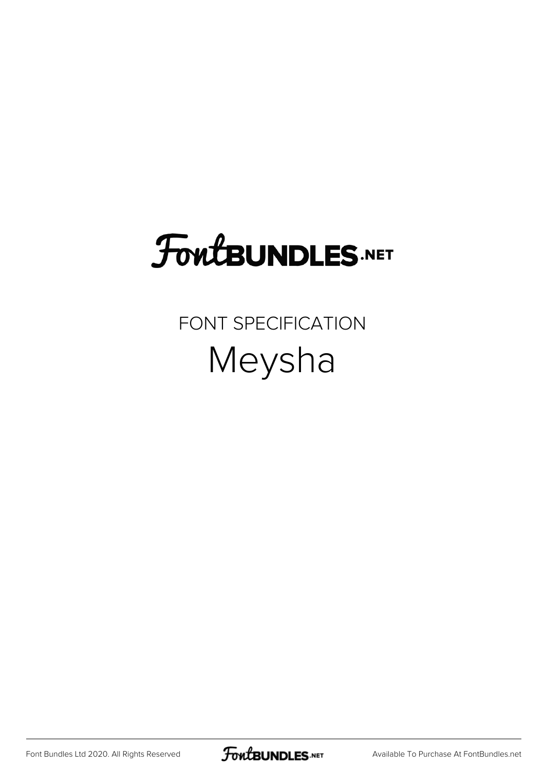# FontBUNDLES.NET

FONT SPECIFICATION

## Meysha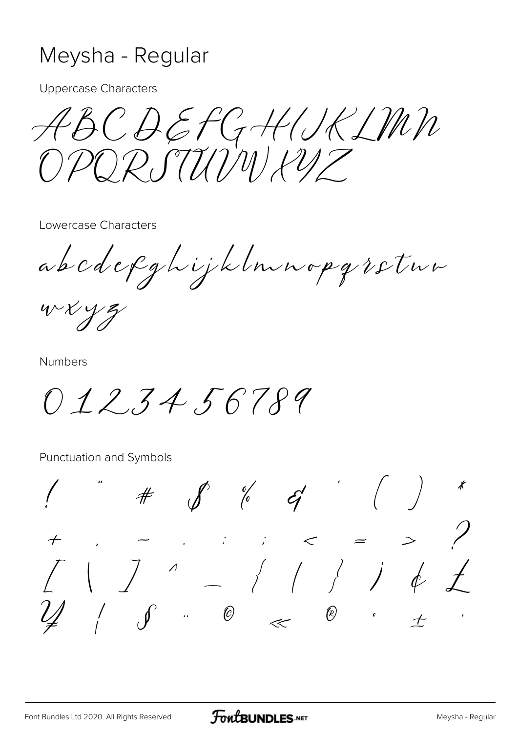# Meysha - Regular

Uppercase Characters

ABCDEFGHIJKLMN
OPQRSTUVWXYZ

Lowercase Characters

abcdefghijklmnopqrstuv
wxyz

Numbers

0123456789

Punctuation and Symbols

! " # $ % & ' ( ) *
+ , - . : ; < = > ?
[ \ ] ^ _ { | } ¡ ¢ £
¥ ¦ § ¨ © « ® ° ± ´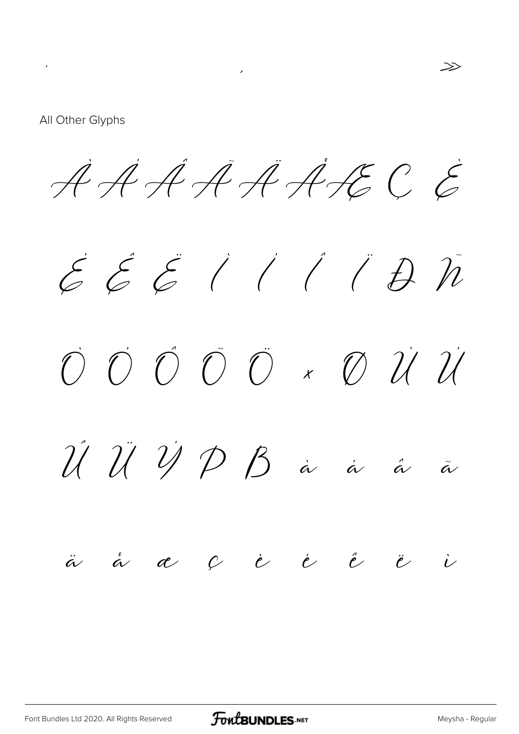·   ¸   »

All Other Glyphs

À Á Â Ã Ä Å Æ Ç È

É Ê Ë Ì Í Î Ï Ð Ñ

Ò Ó Ô Õ Ö × Ø Ù Ú

Û Ü Ý Þ ß à á â ã

ä å æ ç è é ê ë ì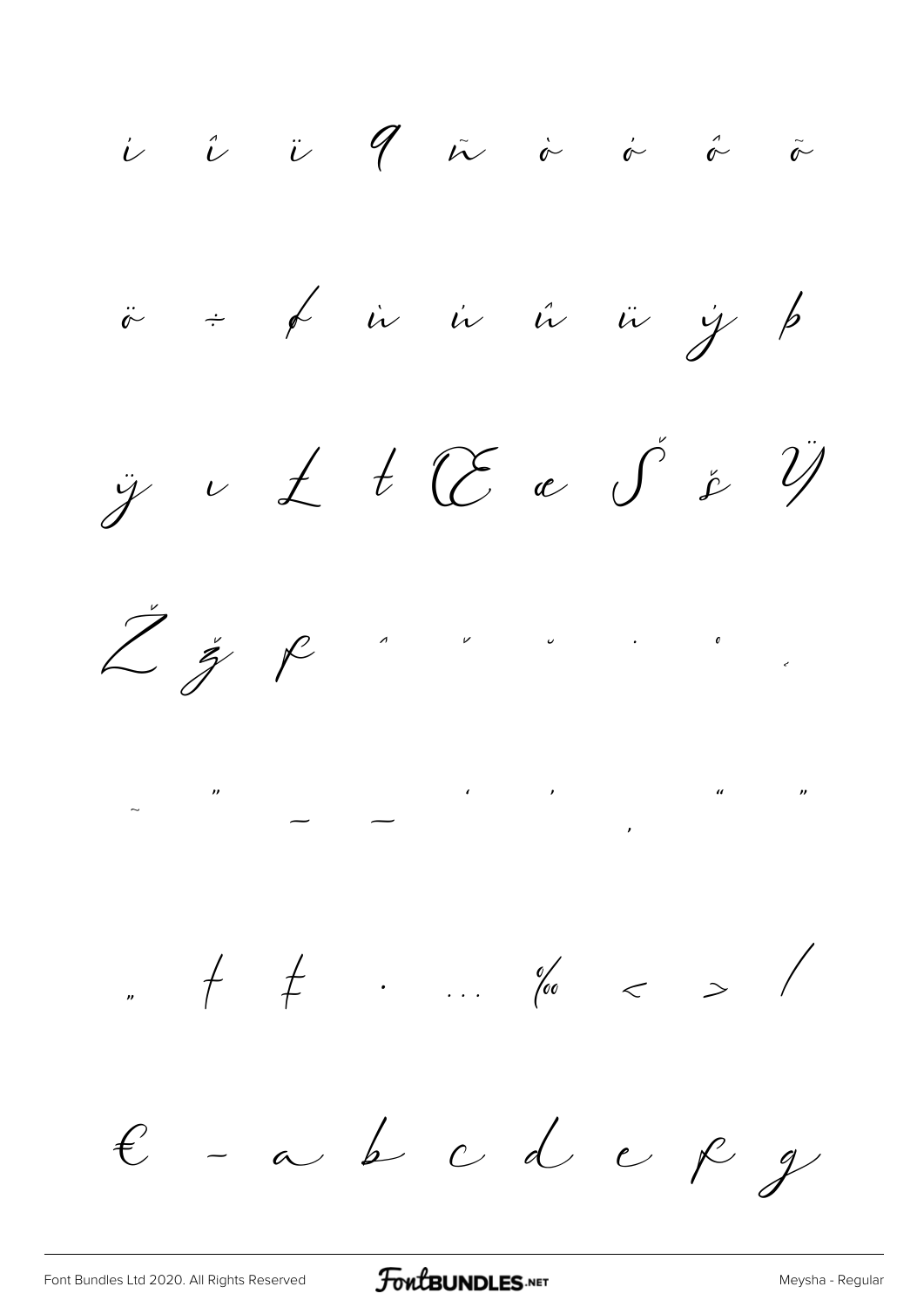ì í î ï ñ ò ó ô õ

ö ÷ ø ù ú û ü ý þ

ÿ ı Ł ł Œ œ Š š Ÿ

Ž ž ƒ ˆ ˇ ˘ ˙ ˚ ˛

˜ ˝ – — ' ' ‚ " "

„ † ‡ • … ‰ ‹ › ⁄

€ - a b c d e f g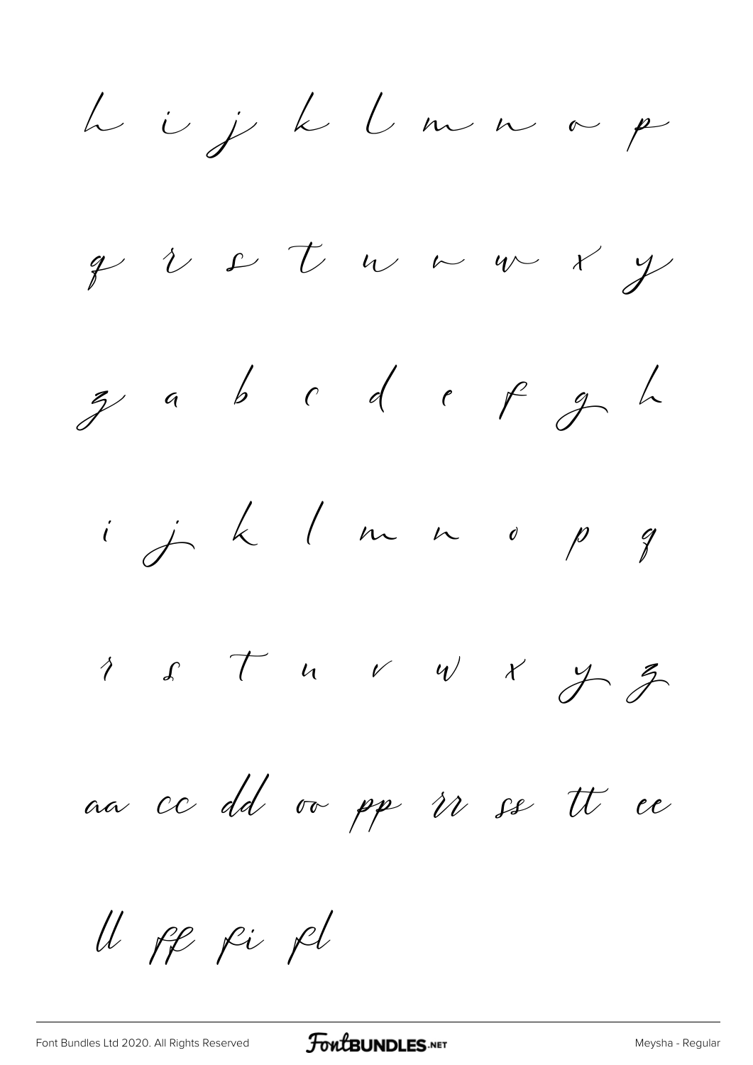h i j k l m n o p

q r s t u v w x y

z a b c d e f g h

i j k l m n o p q

r s t u v w x y z

aa cc dd oo pp rr ss tt ee

ll ff fi fl